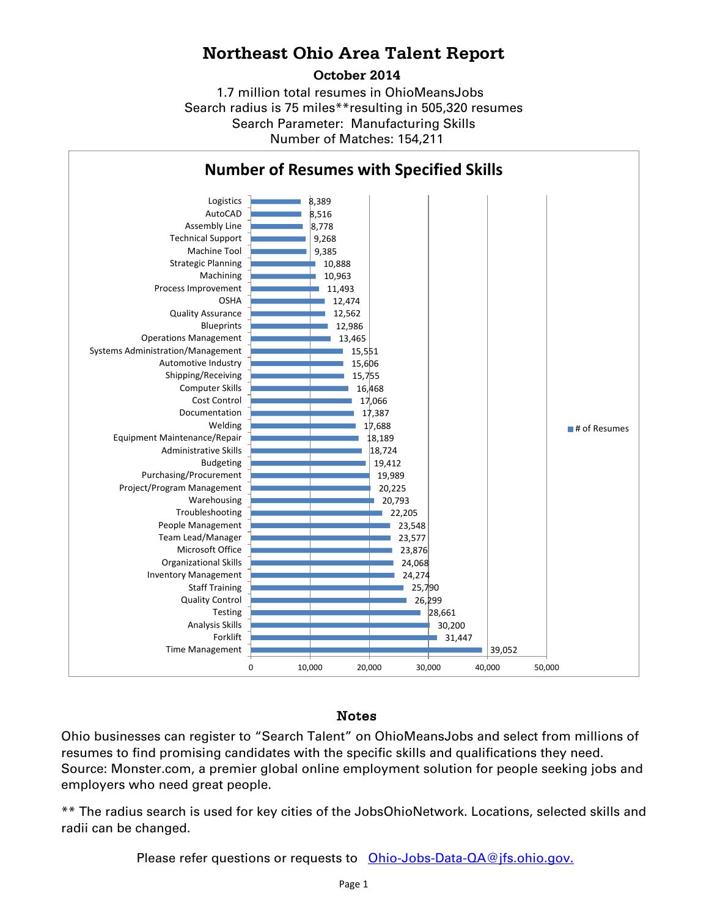# Northeast Ohio Area Talent Report

**October 2014**

1.7 million total resumes in OhioMeansJobs
Search radius is 75 miles**resulting in 505,320 resumes
Search Parameter: Manufacturing Skills
Number of Matches: 154,211

## Number of Resumes with Specified Skills

| Skill | # of Resumes |
|---|---|
| Logistics | 8,389 |
| AutoCAD | 8,516 |
| Assembly Line | 8,778 |
| Technical Support | 9,268 |
| Machine Tool | 9,385 |
| Strategic Planning | 10,888 |
| Machining | 10,963 |
| Process Improvement | 11,493 |
| OSHA | 12,474 |
| Quality Assurance | 12,562 |
| Blueprints | 12,986 |
| Operations Management | 13,465 |
| Systems Administration/Management | 15,551 |
| Automotive Industry | 15,606 |
| Shipping/Receiving | 15,755 |
| Computer Skills | 16,468 |
| Cost Control | 17,066 |
| Documentation | 17,387 |
| Welding | 17,688 |
| Equipment Maintenance/Repair | 18,189 |
| Administrative Skills | 18,724 |
| Budgeting | 19,412 |
| Purchasing/Procurement | 19,989 |
| Project/Program Management | 20,225 |
| Warehousing | 20,793 |
| Troubleshooting | 22,205 |
| People Management | 23,548 |
| Team Lead/Manager | 23,577 |
| Microsoft Office | 23,876 |
| Organizational Skills | 24,068 |
| Inventory Management | 24,274 |
| Staff Training | 25,790 |
| Quality Control | 26,299 |
| Testing | 28,661 |
| Analysis Skills | 30,200 |
| Forklift | 31,447 |
| Time Management | 39,052 |

## Notes

Ohio businesses can register to "Search Talent" on OhioMeansJobs and select from millions of resumes to find promising candidates with the specific skills and qualifications they need. Source: Monster.com, a premier global online employment solution for people seeking jobs and employers who need great people.

** The radius search is used for key cities of the JobsOhioNetwork. Locations, selected skills and radii can be changed.

Please refer questions or requests to [Ohio-Jobs-Data-QA@jfs.ohio.gov.](mailto:Ohio-Jobs-Data-QA@jfs.ohio.gov)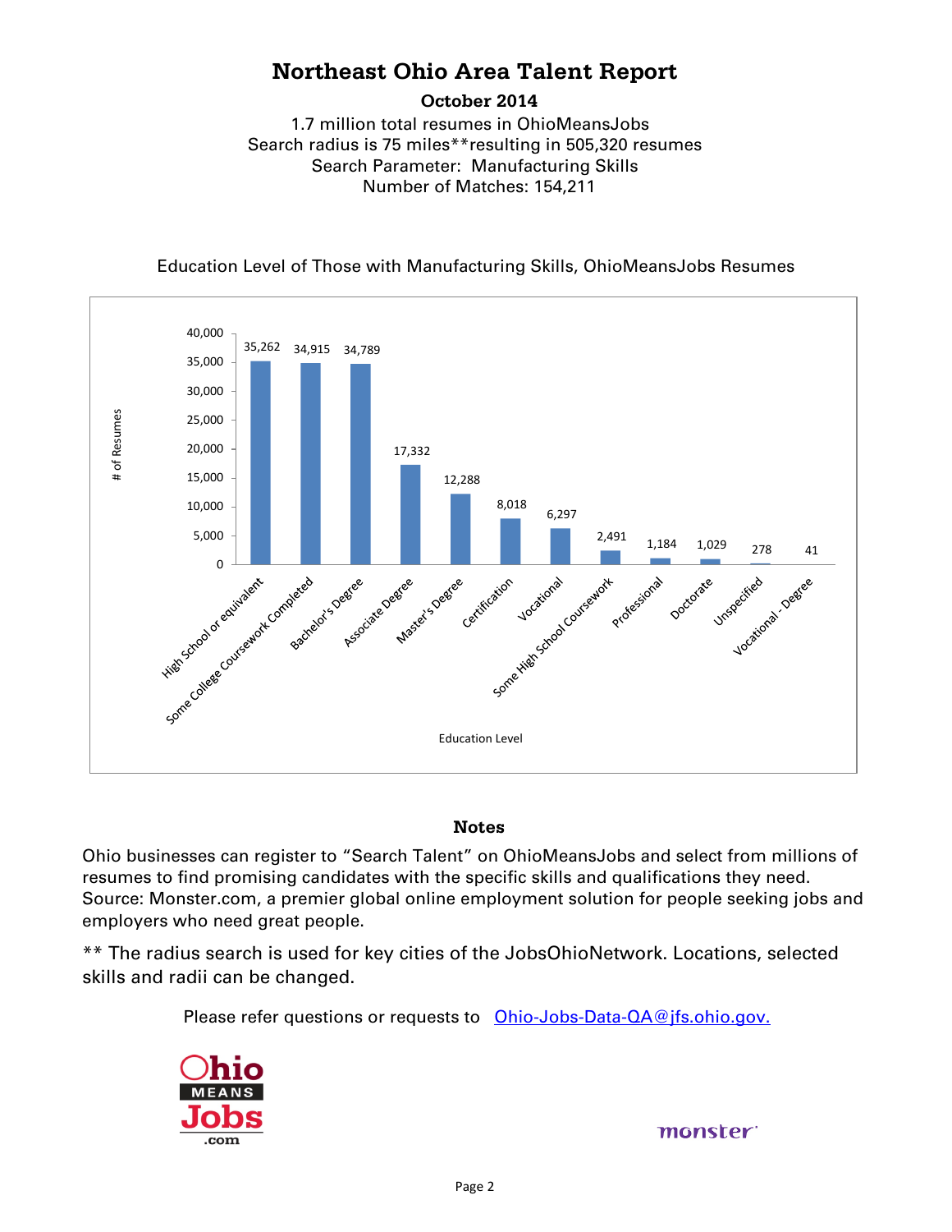# Northeast Ohio Area Talent Report

**October 2014**

1.7 million total resumes in OhioMeansJobs
Search radius is 75 miles**resulting in 505,320 resumes
Search Parameter: Manufacturing Skills
Number of Matches: 154,211

Education Level of Those with Manufacturing Skills, OhioMeansJobs Resumes

# of Resumes

40,000
35,000
30,000
25,000
20,000
15,000
10,000
5,000
0

35,262
34,915
34,789
17,332
12,288
8,018
6,297
2,491
1,184
1,029
278
41

High School or equivalent
Some College Coursework Completed
Bachelor's Degree
Associate Degree
Master's Degree
Certification
Vocational
Some High School Coursework
Professional
Doctorate
Unspecified
Vocational - Degree

Education Level

## Notes

Ohio businesses can register to "Search Talent" on OhioMeansJobs and select from millions of resumes to find promising candidates with the specific skills and qualifications they need. Source: Monster.com, a premier global online employment solution for people seeking jobs and employers who need great people.

** The radius search is used for key cities of the JobsOhioNetwork. Locations, selected skills and radii can be changed.

Please refer questions or requests to Ohio-Jobs-Data-QA@jfs.ohio.gov.

Ohio MEANS Jobs .com

monster